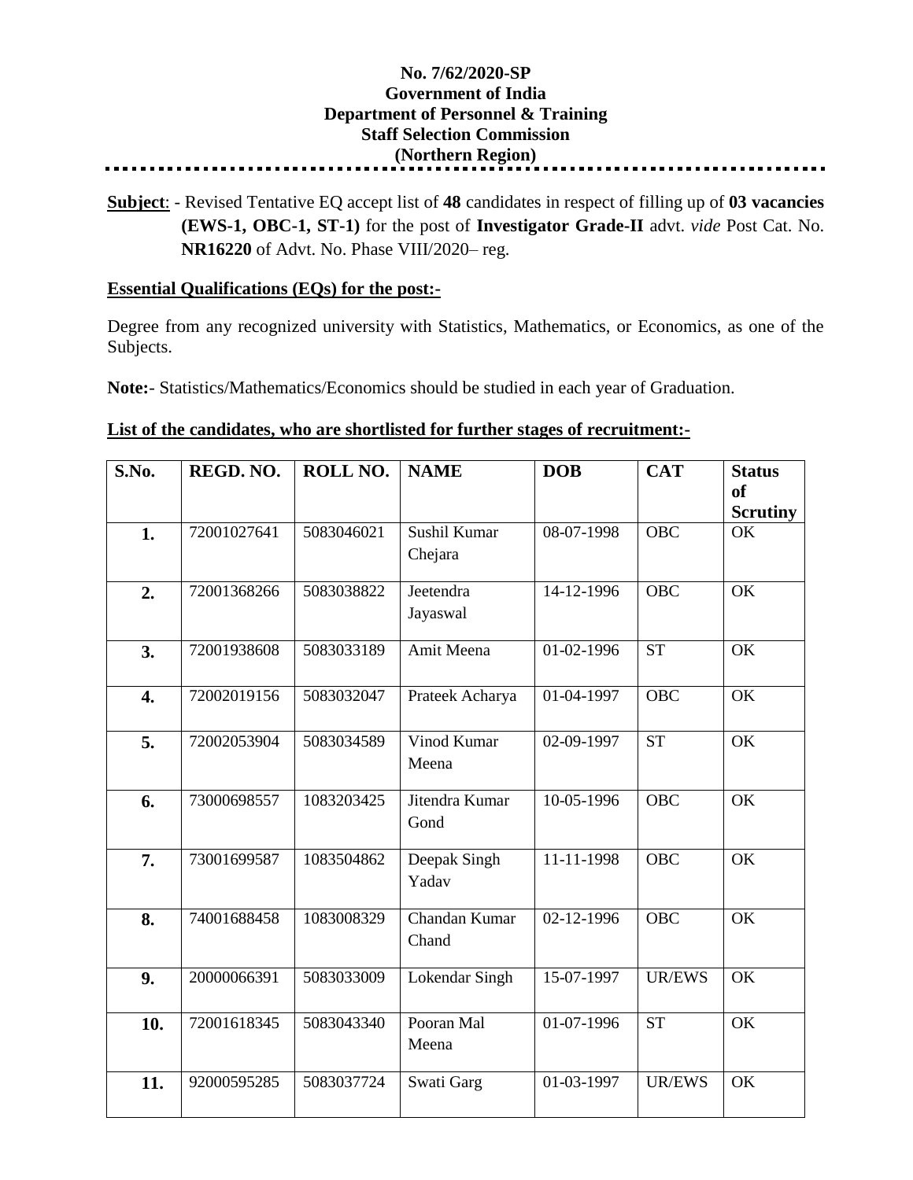**No. 7/62/2020-SP**
**Government of India**
**Department of Personnel & Training**
**Staff Selection Commission**
**(Northern Region)**

---

**Subject**: - Revised Tentative EQ accept list of **48** candidates in respect of filling up of **03 vacancies (EWS-1, OBC-1, ST-1)** for the post of **Investigator Grade-II** advt. *vide* Post Cat. No. **NR16220** of Advt. No. Phase VIII/2020– reg.

## Essential Qualifications (EQs) for the post:-

Degree from any recognized university with Statistics, Mathematics, or Economics, as one of the Subjects.

**Note:**- Statistics/Mathematics/Economics should be studied in each year of Graduation.

## List of the candidates, who are shortlisted for further stages of recruitment:-

| S.No. | REGD. NO. | ROLL NO. | NAME | DOB | CAT | Status of Scrutiny |
|---|---|---|---|---|---|---|
| **1.** | 72001027641 | 5083046021 | Sushil Kumar Chejara | 08-07-1998 | OBC | OK |
| **2.** | 72001368266 | 5083038822 | Jeetendra Jayaswal | 14-12-1996 | OBC | OK |
| **3.** | 72001938608 | 5083033189 | Amit Meena | 01-02-1996 | ST | OK |
| **4.** | 72002019156 | 5083032047 | Prateek Acharya | 01-04-1997 | OBC | OK |
| **5.** | 72002053904 | 5083034589 | Vinod Kumar Meena | 02-09-1997 | ST | OK |
| **6.** | 73000698557 | 1083203425 | Jitendra Kumar Gond | 10-05-1996 | OBC | OK |
| **7.** | 73001699587 | 1083504862 | Deepak Singh Yadav | 11-11-1998 | OBC | OK |
| **8.** | 74001688458 | 1083008329 | Chandan Kumar Chand | 02-12-1996 | OBC | OK |
| **9.** | 20000066391 | 5083033009 | Lokendar Singh | 15-07-1997 | UR/EWS | OK |
| **10.** | 72001618345 | 5083043340 | Pooran Mal Meena | 01-07-1996 | ST | OK |
| **11.** | 92000595285 | 5083037724 | Swati Garg | 01-03-1997 | UR/EWS | OK |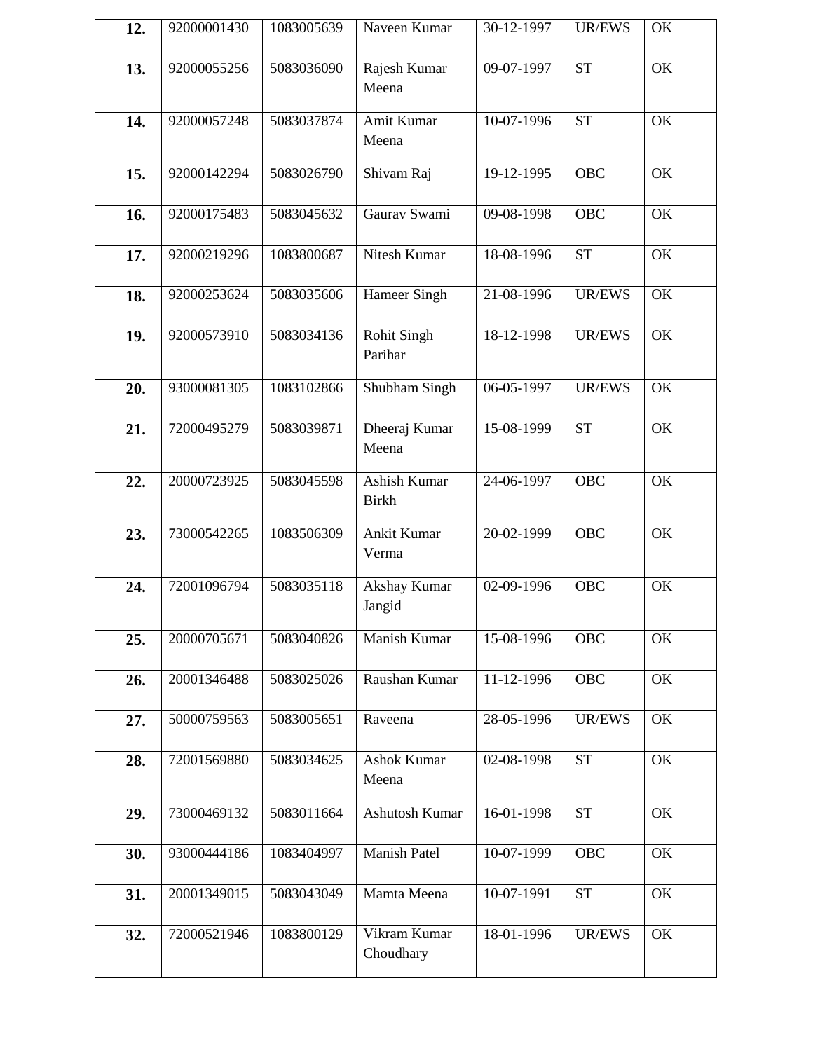| **12.** | 92000001430 | 1083005639 | Naveen Kumar | 30-12-1997 | UR/EWS | OK |
|---|---|---|---|---|---|---|
| **13.** | 92000055256 | 5083036090 | Rajesh Kumar Meena | 09-07-1997 | ST | OK |
| **14.** | 92000057248 | 5083037874 | Amit Kumar Meena | 10-07-1996 | ST | OK |
| **15.** | 92000142294 | 5083026790 | Shivam Raj | 19-12-1995 | OBC | OK |
| **16.** | 92000175483 | 5083045632 | Gaurav Swami | 09-08-1998 | OBC | OK |
| **17.** | 92000219296 | 1083800687 | Nitesh Kumar | 18-08-1996 | ST | OK |
| **18.** | 92000253624 | 5083035606 | Hameer Singh | 21-08-1996 | UR/EWS | OK |
| **19.** | 92000573910 | 5083034136 | Rohit Singh Parihar | 18-12-1998 | UR/EWS | OK |
| **20.** | 93000081305 | 1083102866 | Shubham Singh | 06-05-1997 | UR/EWS | OK |
| **21.** | 72000495279 | 5083039871 | Dheeraj Kumar Meena | 15-08-1999 | ST | OK |
| **22.** | 20000723925 | 5083045598 | Ashish Kumar Birkh | 24-06-1997 | OBC | OK |
| **23.** | 73000542265 | 1083506309 | Ankit Kumar Verma | 20-02-1999 | OBC | OK |
| **24.** | 72001096794 | 5083035118 | Akshay Kumar Jangid | 02-09-1996 | OBC | OK |
| **25.** | 20000705671 | 5083040826 | Manish Kumar | 15-08-1996 | OBC | OK |
| **26.** | 20001346488 | 5083025026 | Raushan Kumar | 11-12-1996 | OBC | OK |
| **27.** | 50000759563 | 5083005651 | Raveena | 28-05-1996 | UR/EWS | OK |
| **28.** | 72001569880 | 5083034625 | Ashok Kumar Meena | 02-08-1998 | ST | OK |
| **29.** | 73000469132 | 5083011664 | Ashutosh Kumar | 16-01-1998 | ST | OK |
| **30.** | 93000444186 | 1083404997 | Manish Patel | 10-07-1999 | OBC | OK |
| **31.** | 20001349015 | 5083043049 | Mamta Meena | 10-07-1991 | ST | OK |
| **32.** | 72000521946 | 1083800129 | Vikram Kumar Choudhary | 18-01-1996 | UR/EWS | OK |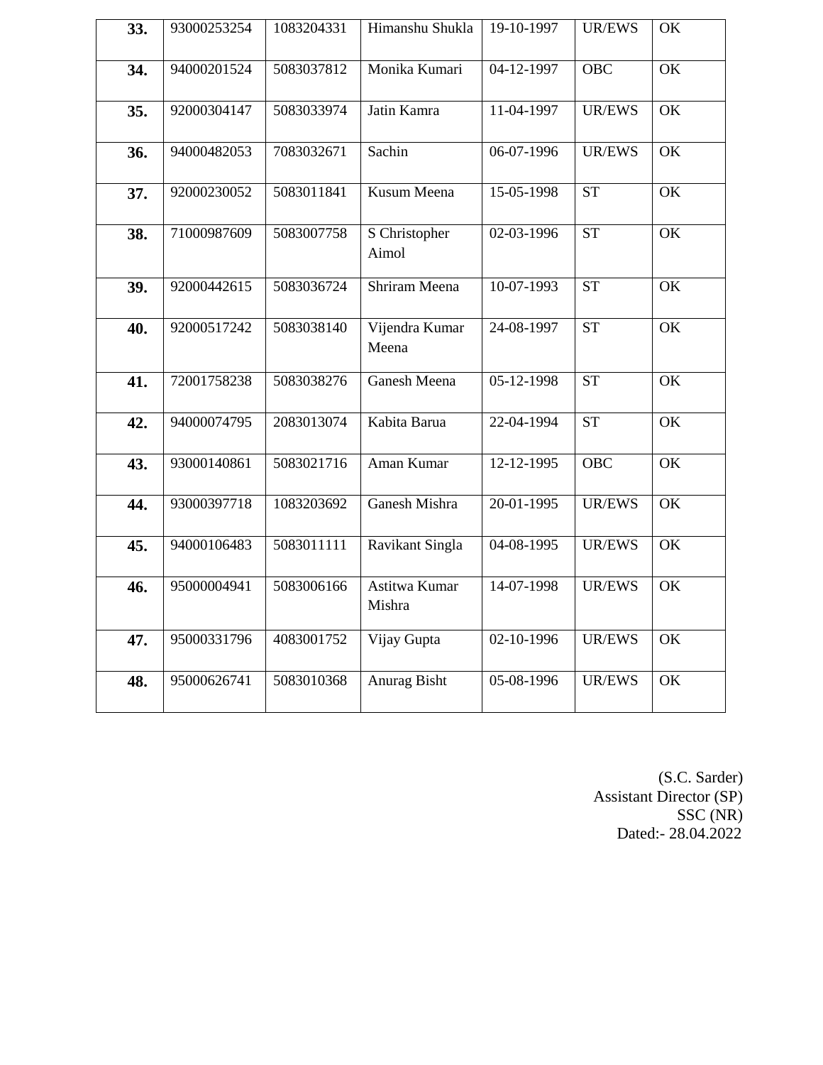| | | | | | | |
|---|---|---|---|---|---|---|
| **33.** | 93000253254 | 1083204331 | Himanshu Shukla | 19-10-1997 | UR/EWS | OK |
| **34.** | 94000201524 | 5083037812 | Monika Kumari | 04-12-1997 | OBC | OK |
| **35.** | 92000304147 | 5083033974 | Jatin Kamra | 11-04-1997 | UR/EWS | OK |
| **36.** | 94000482053 | 7083032671 | Sachin | 06-07-1996 | UR/EWS | OK |
| **37.** | 92000230052 | 5083011841 | Kusum Meena | 15-05-1998 | ST | OK |
| **38.** | 71000987609 | 5083007758 | S Christopher Aimol | 02-03-1996 | ST | OK |
| **39.** | 92000442615 | 5083036724 | Shriram Meena | 10-07-1993 | ST | OK |
| **40.** | 92000517242 | 5083038140 | Vijendra Kumar Meena | 24-08-1997 | ST | OK |
| **41.** | 72001758238 | 5083038276 | Ganesh Meena | 05-12-1998 | ST | OK |
| **42.** | 94000074795 | 2083013074 | Kabita Barua | 22-04-1994 | ST | OK |
| **43.** | 93000140861 | 5083021716 | Aman Kumar | 12-12-1995 | OBC | OK |
| **44.** | 93000397718 | 1083203692 | Ganesh Mishra | 20-01-1995 | UR/EWS | OK |
| **45.** | 94000106483 | 5083011111 | Ravikant Singla | 04-08-1995 | UR/EWS | OK |
| **46.** | 95000004941 | 5083006166 | Astitwa Kumar Mishra | 14-07-1998 | UR/EWS | OK |
| **47.** | 95000331796 | 4083001752 | Vijay Gupta | 02-10-1996 | UR/EWS | OK |
| **48.** | 95000626741 | 5083010368 | Anurag Bisht | 05-08-1996 | UR/EWS | OK |

(S.C. Sarder)
Assistant Director (SP)
SSC (NR)
Dated:- 28.04.2022